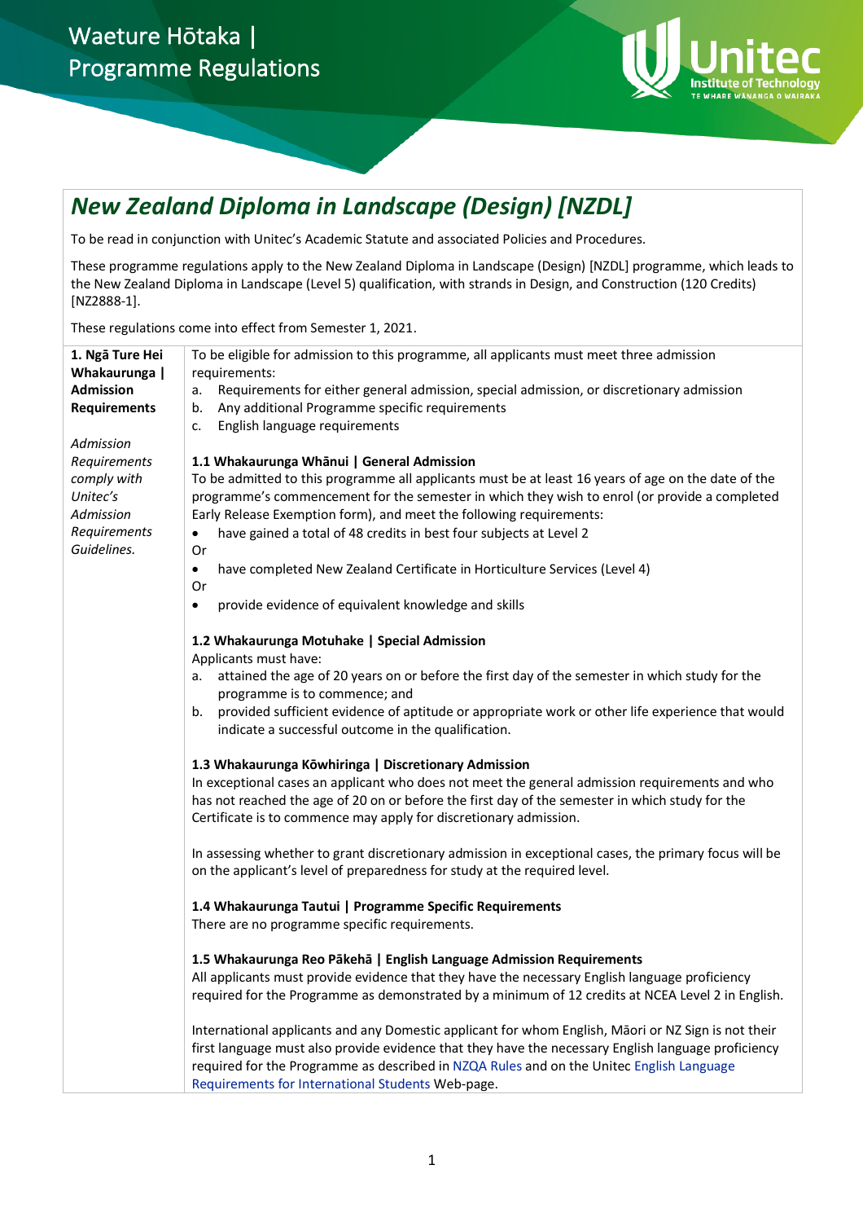# Waeture Hōtaka | Programme Regulations

## *New Zealand Diploma in Landscape (Design) [NZDL]*

To be read in conjunction with Unitec's Academic Statute and associated Policies and Procedures.

These programme regulations apply to the New Zealand Diploma in Landscape (Design) [NZDL] programme, which leads to the New Zealand Diploma in Landscape (Level 5) qualification, with strands in Design, and Construction (120 Credits) [NZ2888-1].

These regulations come into effect from Semester 1, 2021.

### 1. Ngā Ture Hei Whakaurunga | Admission Requirements

*Admission Requirements comply with Unitec's Admission Requirements Guidelines.*

To be eligible for admission to this programme, all applicants must meet three admission requirements:

a. Requirements for either general admission, special admission, or discretionary admission
b. Any additional Programme specific requirements
c. English language requirements

**1.1 Whakaurunga Whānui | General Admission**

To be admitted to this programme all applicants must be at least 16 years of age on the date of the programme's commencement for the semester in which they wish to enrol (or provide a completed Early Release Exemption form), and meet the following requirements:

- have gained a total of 48 credits in best four subjects at Level 2

Or

- have completed New Zealand Certificate in Horticulture Services (Level 4)

Or

- provide evidence of equivalent knowledge and skills

**1.2 Whakaurunga Motuhake | Special Admission**

Applicants must have:

a. attained the age of 20 years on or before the first day of the semester in which study for the programme is to commence; and
b. provided sufficient evidence of aptitude or appropriate work or other life experience that would indicate a successful outcome in the qualification.

**1.3 Whakaurunga Kōwhiringa | Discretionary Admission**

In exceptional cases an applicant who does not meet the general admission requirements and who has not reached the age of 20 on or before the first day of the semester in which study for the Certificate is to commence may apply for discretionary admission.

In assessing whether to grant discretionary admission in exceptional cases, the primary focus will be on the applicant's level of preparedness for study at the required level.

**1.4 Whakaurunga Tautui | Programme Specific Requirements**

There are no programme specific requirements.

**1.5 Whakaurunga Reo Pākehā | English Language Admission Requirements**

All applicants must provide evidence that they have the necessary English language proficiency required for the Programme as demonstrated by a minimum of 12 credits at NCEA Level 2 in English.

International applicants and any Domestic applicant for whom English, Māori or NZ Sign is not their first language must also provide evidence that they have the necessary English language proficiency required for the Programme as described in NZQA Rules and on the Unitec English Language Requirements for International Students Web-page.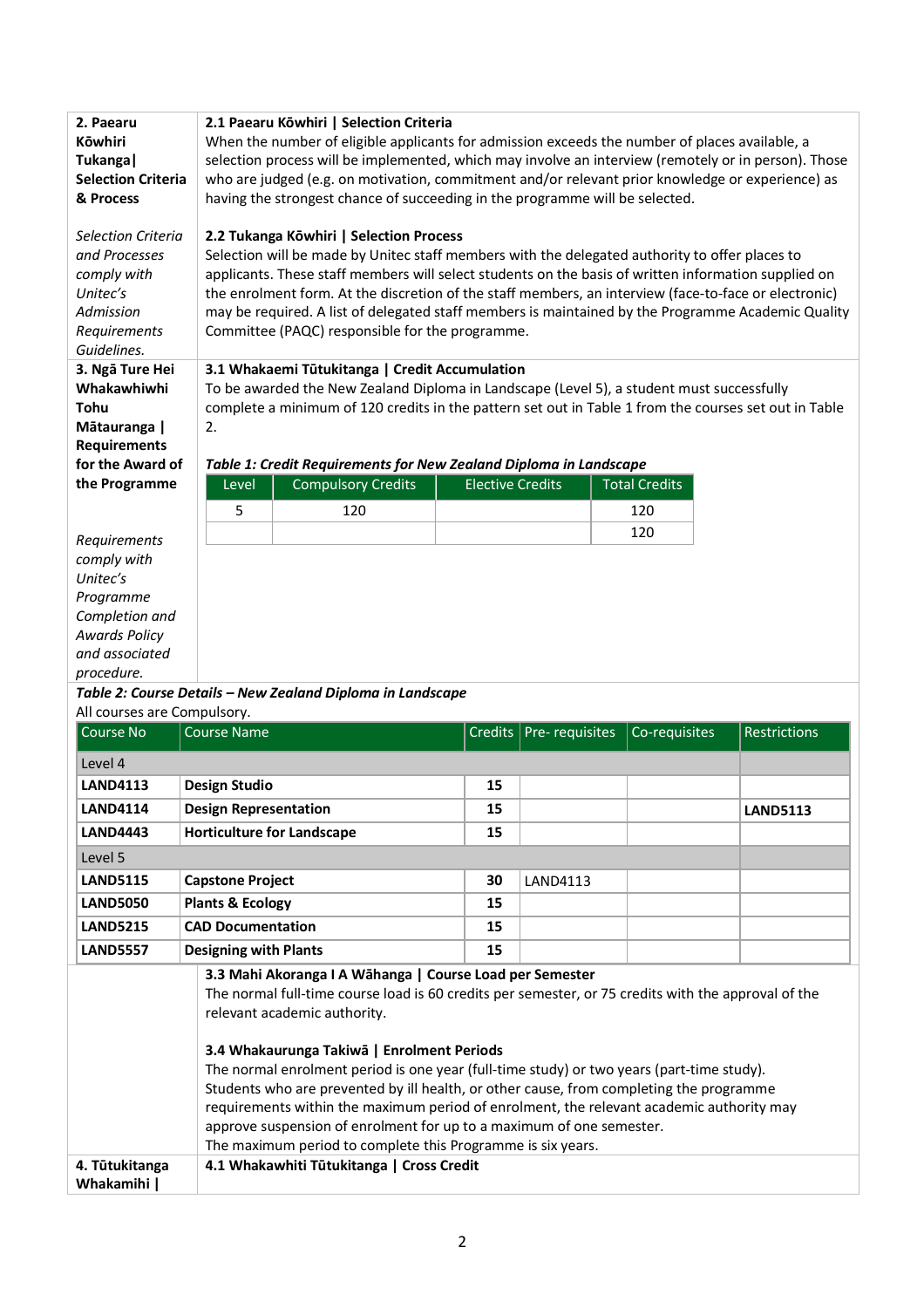**2. Paearu Kōwhiri Tukanga| Selection Criteria & Process**

*Selection Criteria and Processes comply with Unitec's Admission Requirements Guidelines.*

**2.1 Paearu Kōwhiri | Selection Criteria**

When the number of eligible applicants for admission exceeds the number of places available, a selection process will be implemented, which may involve an interview (remotely or in person). Those who are judged (e.g. on motivation, commitment and/or relevant prior knowledge or experience) as having the strongest chance of succeeding in the programme will be selected.

**2.2 Tukanga Kōwhiri | Selection Process**

Selection will be made by Unitec staff members with the delegated authority to offer places to applicants. These staff members will select students on the basis of written information supplied on the enrolment form. At the discretion of the staff members, an interview (face-to-face or electronic) may be required. A list of delegated staff members is maintained by the Programme Academic Quality Committee (PAQC) responsible for the programme.

**3. Ngā Ture Hei Whakawhiwhi Tohu Mātauranga | Requirements for the Award of the Programme**

*Requirements comply with Unitec's Programme Completion and Awards Policy and associated procedure.*

**3.1 Whakaemi Tūtukitanga | Credit Accumulation**

To be awarded the New Zealand Diploma in Landscape (Level 5), a student must successfully complete a minimum of 120 credits in the pattern set out in Table 1 from the courses set out in Table 2.

***Table 1: Credit Requirements for New Zealand Diploma in Landscape***

| Level | Compulsory Credits | Elective Credits | Total Credits |
|---|---|---|---|
| 5 | 120 | | 120 |
| | | | 120 |

***Table 2: Course Details – New Zealand Diploma in Landscape***

All courses are Compulsory.

| Course No | Course Name | Credits | Pre- requisites | Co-requisites | Restrictions |
|---|---|---|---|---|---|
| Level 4 | | | | | |
| **LAND4113** | **Design Studio** | **15** | | | |
| **LAND4114** | **Design Representation** | **15** | | | **LAND5113** |
| **LAND4443** | **Horticulture for Landscape** | **15** | | | |
| Level 5 | | | | | |
| **LAND5115** | **Capstone Project** | **30** | LAND4113 | | |
| **LAND5050** | **Plants & Ecology** | **15** | | | |
| **LAND5215** | **CAD Documentation** | **15** | | | |
| **LAND5557** | **Designing with Plants** | **15** | | | |

**3.3 Mahi Akoranga I A Wāhanga | Course Load per Semester**

The normal full-time course load is 60 credits per semester, or 75 credits with the approval of the relevant academic authority.

**3.4 Whakaurunga Takiwā | Enrolment Periods**

The normal enrolment period is one year (full-time study) or two years (part-time study). Students who are prevented by ill health, or other cause, from completing the programme requirements within the maximum period of enrolment, the relevant academic authority may approve suspension of enrolment for up to a maximum of one semester.

The maximum period to complete this Programme is six years.

**4. Tūtukitanga Whakamihi |**

**4.1 Whakawhiti Tūtukitanga | Cross Credit**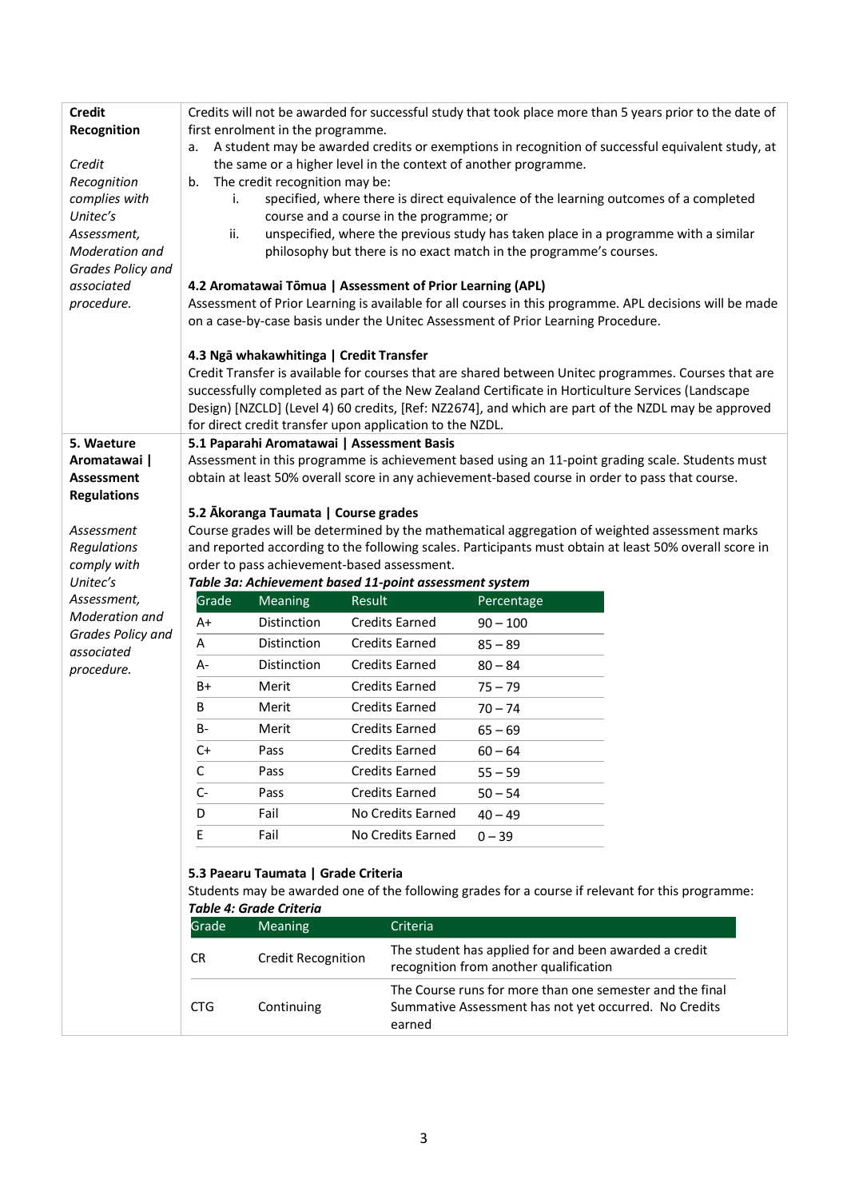**Credit Recognition**

*Credit Recognition complies with Unitec's Assessment, Moderation and Grades Policy and associated procedure.*

Credits will not be awarded for successful study that took place more than 5 years prior to the date of first enrolment in the programme.

a. A student may be awarded credits or exemptions in recognition of successful equivalent study, at the same or a higher level in the context of another programme.

b. The credit recognition may be:
   i. specified, where there is direct equivalence of the learning outcomes of a completed course and a course in the programme; or
   ii. unspecified, where the previous study has taken place in a programme with a similar philosophy but there is no exact match in the programme's courses.

**4.2 Aromatawai Tōmua | Assessment of Prior Learning (APL)**

Assessment of Prior Learning is available for all courses in this programme. APL decisions will be made on a case-by-case basis under the Unitec Assessment of Prior Learning Procedure.

**4.3 Ngā whakawhitinga | Credit Transfer**

Credit Transfer is available for courses that are shared between Unitec programmes. Courses that are successfully completed as part of the New Zealand Certificate in Horticulture Services (Landscape Design) [NZCLD] (Level 4) 60 credits, [Ref: NZ2674], and which are part of the NZDL may be approved for direct credit transfer upon application to the NZDL.

**5. Waeture Aromatawai | Assessment Regulations**

*Assessment Regulations comply with Unitec's Assessment, Moderation and Grades Policy and associated procedure.*

**5.1 Paparahi Aromatawai | Assessment Basis**

Assessment in this programme is achievement based using an 11-point grading scale. Students must obtain at least 50% overall score in any achievement-based course in order to pass that course.

**5.2 Ākoranga Taumata | Course grades**

Course grades will be determined by the mathematical aggregation of weighted assessment marks and reported according to the following scales. Participants must obtain at least 50% overall score in order to pass achievement-based assessment.

***Table 3a: Achievement based 11-point assessment system***

| Grade | Meaning | Result | Percentage |
|---|---|---|---|
| A+ | Distinction | Credits Earned | 90 – 100 |
| A | Distinction | Credits Earned | 85 – 89 |
| A- | Distinction | Credits Earned | 80 – 84 |
| B+ | Merit | Credits Earned | 75 – 79 |
| B | Merit | Credits Earned | 70 – 74 |
| B- | Merit | Credits Earned | 65 – 69 |
| C+ | Pass | Credits Earned | 60 – 64 |
| C | Pass | Credits Earned | 55 – 59 |
| C- | Pass | Credits Earned | 50 – 54 |
| D | Fail | No Credits Earned | 40 – 49 |
| E | Fail | No Credits Earned | 0 – 39 |

**5.3 Paearu Taumata | Grade Criteria**

Students may be awarded one of the following grades for a course if relevant for this programme:

***Table 4: Grade Criteria***

| Grade | Meaning | Criteria |
|---|---|---|
| CR | Credit Recognition | The student has applied for and been awarded a credit recognition from another qualification |
| CTG | Continuing | The Course runs for more than one semester and the final Summative Assessment has not yet occurred. No Credits earned |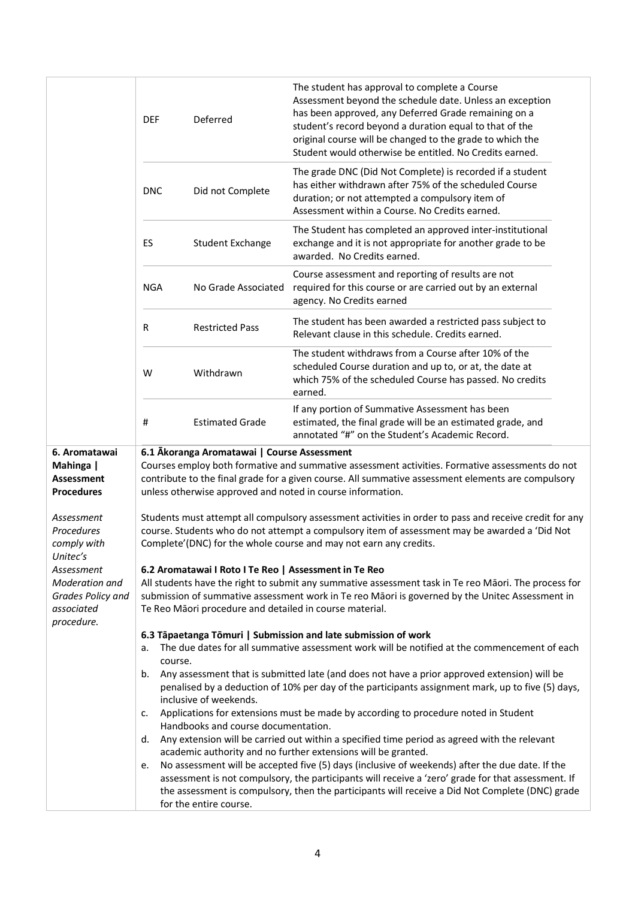| | | | |
|---|---|---|---|
| | DEF | Deferred | The student has approval to complete a Course Assessment beyond the schedule date. Unless an exception has been approved, any Deferred Grade remaining on a student's record beyond a duration equal to that of the original course will be changed to the grade to which the Student would otherwise be entitled. No Credits earned. |
| | DNC | Did not Complete | The grade DNC (Did Not Complete) is recorded if a student has either withdrawn after 75% of the scheduled Course duration; or not attempted a compulsory item of Assessment within a Course. No Credits earned. |
| | ES | Student Exchange | The Student has completed an approved inter-institutional exchange and it is not appropriate for another grade to be awarded. No Credits earned. |
| | NGA | No Grade Associated | Course assessment and reporting of results are not required for this course or are carried out by an external agency. No Credits earned |
| | R | Restricted Pass | The student has been awarded a restricted pass subject to Relevant clause in this schedule. Credits earned. |
| | W | Withdrawn | The student withdraws from a Course after 10% of the scheduled Course duration and up to, or at, the date at which 75% of the scheduled Course has passed. No credits earned. |
| | # | Estimated Grade | If any portion of Summative Assessment has been estimated, the final grade will be an estimated grade, and annotated "#" on the Student's Academic Record. |

**6. Aromatawai Mahinga | Assessment Procedures**

*Assessment Procedures comply with Unitec's Assessment Moderation and Grades Policy and associated procedure.*

**6.1 Ākoranga Aromatawai | Course Assessment**

Courses employ both formative and summative assessment activities. Formative assessments do not contribute to the final grade for a given course. All summative assessment elements are compulsory unless otherwise approved and noted in course information.

Students must attempt all compulsory assessment activities in order to pass and receive credit for any course. Students who do not attempt a compulsory item of assessment may be awarded a 'Did Not Complete'(DNC) for the whole course and may not earn any credits.

**6.2 Aromatawai I Roto I Te Reo | Assessment in Te Reo**

All students have the right to submit any summative assessment task in Te reo Māori. The process for submission of summative assessment work in Te reo Māori is governed by the Unitec Assessment in Te Reo Māori procedure and detailed in course material.

**6.3 Tāpaetanga Tōmuri | Submission and late submission of work**

a. The due dates for all summative assessment work will be notified at the commencement of each course.
b. Any assessment that is submitted late (and does not have a prior approved extension) will be penalised by a deduction of 10% per day of the participants assignment mark, up to five (5) days, inclusive of weekends.
c. Applications for extensions must be made by according to procedure noted in Student Handbooks and course documentation.
d. Any extension will be carried out within a specified time period as agreed with the relevant academic authority and no further extensions will be granted.
e. No assessment will be accepted five (5) days (inclusive of weekends) after the due date. If the assessment is not compulsory, the participants will receive a 'zero' grade for that assessment. If the assessment is compulsory, then the participants will receive a Did Not Complete (DNC) grade for the entire course.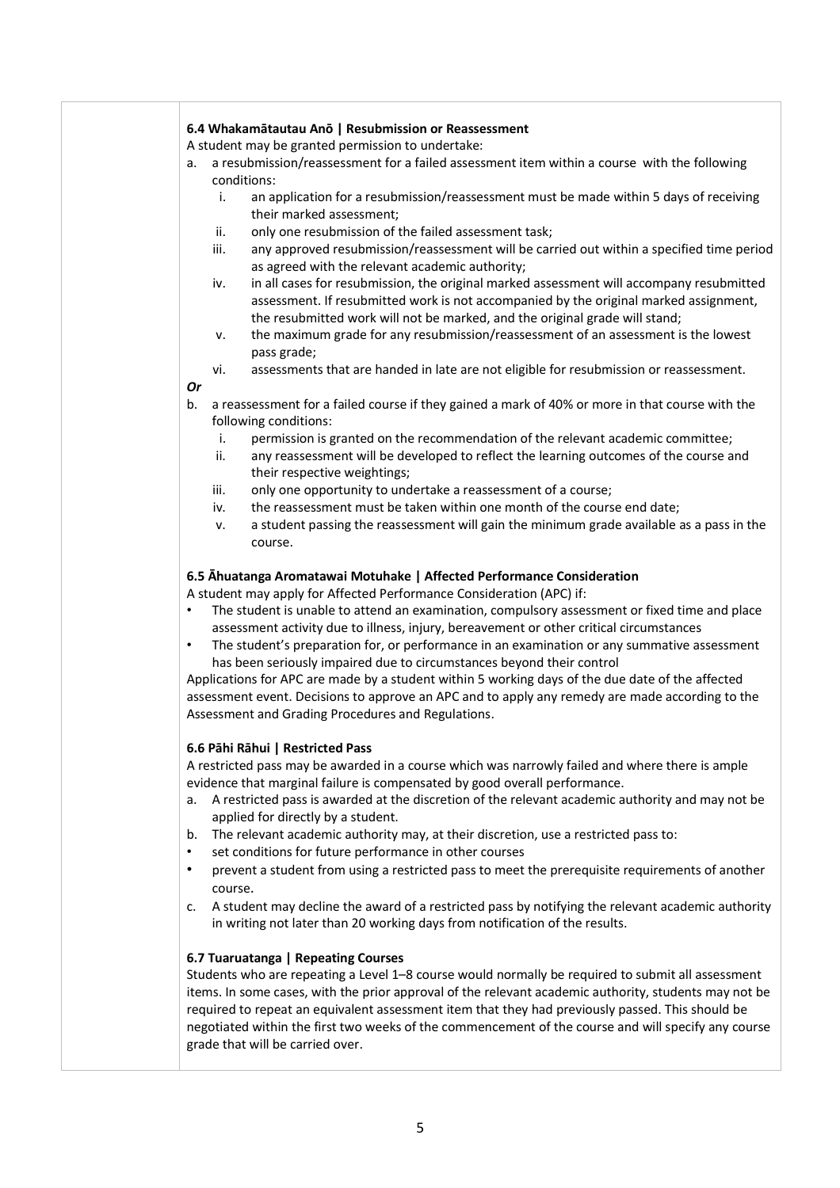#### 6.4 Whakamātautau Anō | Resubmission or Reassessment

A student may be granted permission to undertake:

a. a resubmission/reassessment for a failed assessment item within a course with the following conditions:
   i. an application for a resubmission/reassessment must be made within 5 days of receiving their marked assessment;
   ii. only one resubmission of the failed assessment task;
   iii. any approved resubmission/reassessment will be carried out within a specified time period as agreed with the relevant academic authority;
   iv. in all cases for resubmission, the original marked assessment will accompany resubmitted assessment. If resubmitted work is not accompanied by the original marked assignment, the resubmitted work will not be marked, and the original grade will stand;
   v. the maximum grade for any resubmission/reassessment of an assessment is the lowest pass grade;
   vi. assessments that are handed in late are not eligible for resubmission or reassessment.

***Or***

b. a reassessment for a failed course if they gained a mark of 40% or more in that course with the following conditions:
   i. permission is granted on the recommendation of the relevant academic committee;
   ii. any reassessment will be developed to reflect the learning outcomes of the course and their respective weightings;
   iii. only one opportunity to undertake a reassessment of a course;
   iv. the reassessment must be taken within one month of the course end date;
   v. a student passing the reassessment will gain the minimum grade available as a pass in the course.

#### 6.5 Āhuatanga Aromatawai Motuhake | Affected Performance Consideration

A student may apply for Affected Performance Consideration (APC) if:

- The student is unable to attend an examination, compulsory assessment or fixed time and place assessment activity due to illness, injury, bereavement or other critical circumstances
- The student's preparation for, or performance in an examination or any summative assessment has been seriously impaired due to circumstances beyond their control

Applications for APC are made by a student within 5 working days of the due date of the affected assessment event. Decisions to approve an APC and to apply any remedy are made according to the Assessment and Grading Procedures and Regulations.

#### 6.6 Pāhi Rāhui | Restricted Pass

A restricted pass may be awarded in a course which was narrowly failed and where there is ample evidence that marginal failure is compensated by good overall performance.

a. A restricted pass is awarded at the discretion of the relevant academic authority and may not be applied for directly by a student.
b. The relevant academic authority may, at their discretion, use a restricted pass to:
   - set conditions for future performance in other courses
   - prevent a student from using a restricted pass to meet the prerequisite requirements of another course.
c. A student may decline the award of a restricted pass by notifying the relevant academic authority in writing not later than 20 working days from notification of the results.

#### 6.7 Tuaruatanga | Repeating Courses

Students who are repeating a Level 1–8 course would normally be required to submit all assessment items. In some cases, with the prior approval of the relevant academic authority, students may not be required to repeat an equivalent assessment item that they had previously passed. This should be negotiated within the first two weeks of the commencement of the course and will specify any course grade that will be carried over.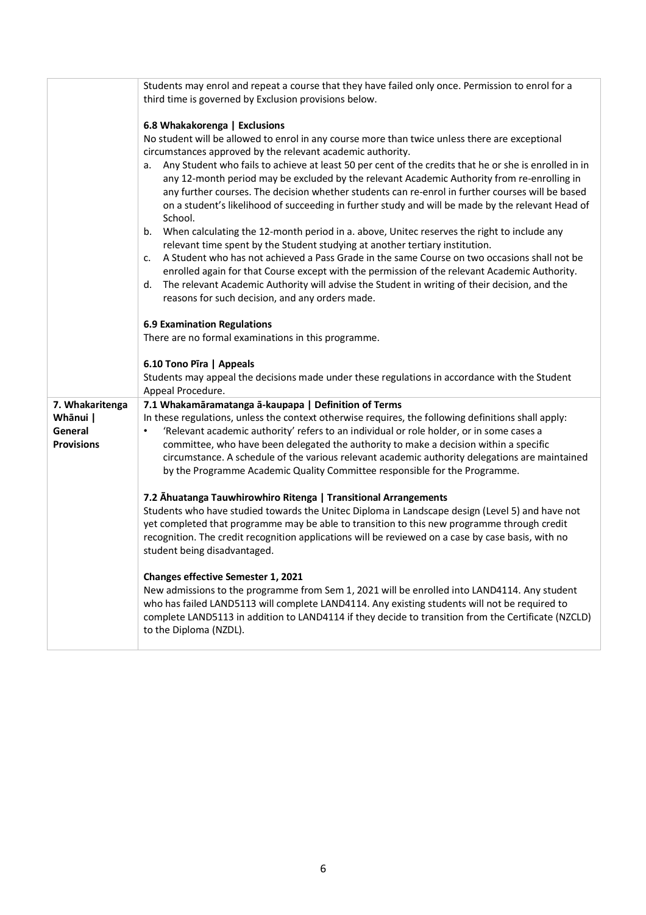| | |
|---|---|
| | Students may enrol and repeat a course that they have failed only once. Permission to enrol for a third time is governed by Exclusion provisions below.<br><br>**6.8 Whakakorenga \| Exclusions**<br>No student will be allowed to enrol in any course more than twice unless there are exceptional circumstances approved by the relevant academic authority.<br>a. Any Student who fails to achieve at least 50 per cent of the credits that he or she is enrolled in in any 12-month period may be excluded by the relevant Academic Authority from re-enrolling in any further courses. The decision whether students can re-enrol in further courses will be based on a student's likelihood of succeeding in further study and will be made by the relevant Head of School.<br>b. When calculating the 12-month period in a. above, Unitec reserves the right to include any relevant time spent by the Student studying at another tertiary institution.<br>c. A Student who has not achieved a Pass Grade in the same Course on two occasions shall not be enrolled again for that Course except with the permission of the relevant Academic Authority.<br>d. The relevant Academic Authority will advise the Student in writing of their decision, and the reasons for such decision, and any orders made.<br><br>**6.9 Examination Regulations**<br>There are no formal examinations in this programme.<br><br>**6.10 Tono Pīra \| Appeals**<br>Students may appeal the decisions made under these regulations in accordance with the Student Appeal Procedure. |
| **7. Whakaritenga Whānui \| General Provisions** | **7.1 Whakamāramatanga ā-kaupapa \| Definition of Terms**<br>In these regulations, unless the context otherwise requires, the following definitions shall apply:<br>• 'Relevant academic authority' refers to an individual or role holder, or in some cases a committee, who have been delegated the authority to make a decision within a specific circumstance. A schedule of the various relevant academic authority delegations are maintained by the Programme Academic Quality Committee responsible for the Programme.<br><br>**7.2 Āhuatanga Tauwhirowhiro Ritenga \| Transitional Arrangements**<br>Students who have studied towards the Unitec Diploma in Landscape design (Level 5) and have not yet completed that programme may be able to transition to this new programme through credit recognition. The credit recognition applications will be reviewed on a case by case basis, with no student being disadvantaged.<br><br>**Changes effective Semester 1, 2021**<br>New admissions to the programme from Sem 1, 2021 will be enrolled into LAND4114. Any student who has failed LAND5113 will complete LAND4114. Any existing students will not be required to complete LAND5113 in addition to LAND4114 if they decide to transition from the Certificate (NZCLD) to the Diploma (NZDL). |